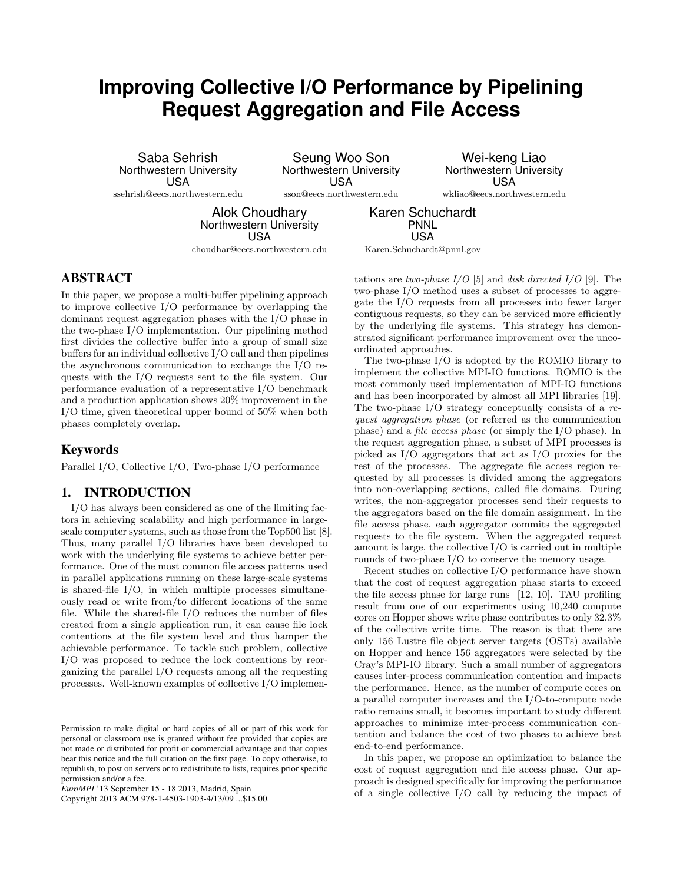# Improving Collective I/O Performance by Pipelining Request Aggregation and File Access

Saba Sehrish
Northwestern University
USA
ssehrish@eecs.northwestern.edu

Seung Woo Son
Northwestern University
USA
sson@eecs.northwestern.edu

Wei-keng Liao
Northwestern University
USA
wkliao@eecs.northwestern.edu

Alok Choudhary
Northwestern University
USA
choudhar@eecs.northwestern.edu

Karen Schuchardt
PNNL
USA
Karen.Schuchardt@pnnl.gov

## ABSTRACT

In this paper, we propose a multi-buffer pipelining approach to improve collective I/O performance by overlapping the dominant request aggregation phases with the I/O phase in the two-phase I/O implementation. Our pipelining method first divides the collective buffer into a group of small size buffers for an individual collective I/O call and then pipelines the asynchronous communication to exchange the I/O requests with the I/O requests sent to the file system. Our performance evaluation of a representative I/O benchmark and a production application shows 20% improvement in the I/O time, given theoretical upper bound of 50% when both phases completely overlap.

### Keywords

Parallel I/O, Collective I/O, Two-phase I/O performance

## 1. INTRODUCTION

I/O has always been considered as one of the limiting factors in achieving scalability and high performance in large-scale computer systems, such as those from the Top500 list [8]. Thus, many parallel I/O libraries have been developed to work with the underlying file systems to achieve better performance. One of the most common file access patterns used in parallel applications running on these large-scale systems is shared-file I/O, in which multiple processes simultaneously read or write from/to different locations of the same file. While the shared-file I/O reduces the number of files created from a single application run, it can cause file lock contentions at the file system level and thus hamper the achievable performance. To tackle such problem, collective I/O was proposed to reduce the lock contentions by reorganizing the parallel I/O requests among all the requesting processes. Well-known examples of collective I/O implementations are *two-phase I/O* [5] and *disk directed I/O* [9]. The two-phase I/O method uses a subset of processes to aggregate the I/O requests from all processes into fewer larger contiguous requests, so they can be serviced more efficiently by the underlying file systems. This strategy has demonstrated significant performance improvement over the uncoordinated approaches.

The two-phase I/O is adopted by the ROMIO library to implement the collective MPI-IO functions. ROMIO is the most commonly used implementation of MPI-IO functions and has been incorporated by almost all MPI libraries [19]. The two-phase I/O strategy conceptually consists of a *request aggregation phase* (or referred as the communication phase) and a *file access phase* (or simply the I/O phase). In the request aggregation phase, a subset of MPI processes is picked as I/O aggregators that act as I/O proxies for the rest of the processes. The aggregate file access region requested by all processes is divided among the aggregators into non-overlapping sections, called file domains. During writes, the non-aggregator processes send their requests to the aggregators based on the file domain assignment. In the file access phase, each aggregator commits the aggregated requests to the file system. When the aggregated request amount is large, the collective I/O is carried out in multiple rounds of two-phase I/O to conserve the memory usage.

Recent studies on collective I/O performance have shown that the cost of request aggregation phase starts to exceed the file access phase for large runs [12, 10]. TAU profiling result from one of our experiments using 10,240 compute cores on Hopper shows write phase contributes to only 32.3% of the collective write time. The reason is that there are only 156 Lustre file object server targets (OSTs) available on Hopper and hence 156 aggregators were selected by the Cray's MPI-IO library. Such a small number of aggregators causes inter-process communication contention and impacts the performance. Hence, as the number of compute cores on a parallel computer increases and the I/O-to-compute node ratio remains small, it becomes important to study different approaches to minimize inter-process communication contention and balance the cost of two phases to achieve best end-to-end performance.

In this paper, we propose an optimization to balance the cost of request aggregation and file access phase. Our approach is designed specifically for improving the performance of a single collective I/O call by reducing the impact of

Permission to make digital or hard copies of all or part of this work for personal or classroom use is granted without fee provided that copies are not made or distributed for profit or commercial advantage and that copies bear this notice and the full citation on the first page. To copy otherwise, to republish, to post on servers or to redistribute to lists, requires prior specific permission and/or a fee.
*EuroMPI* '13 September 15 - 18 2013, Madrid, Spain
Copyright 2013 ACM 978-1-4503-1903-4/13/09 ...$15.00.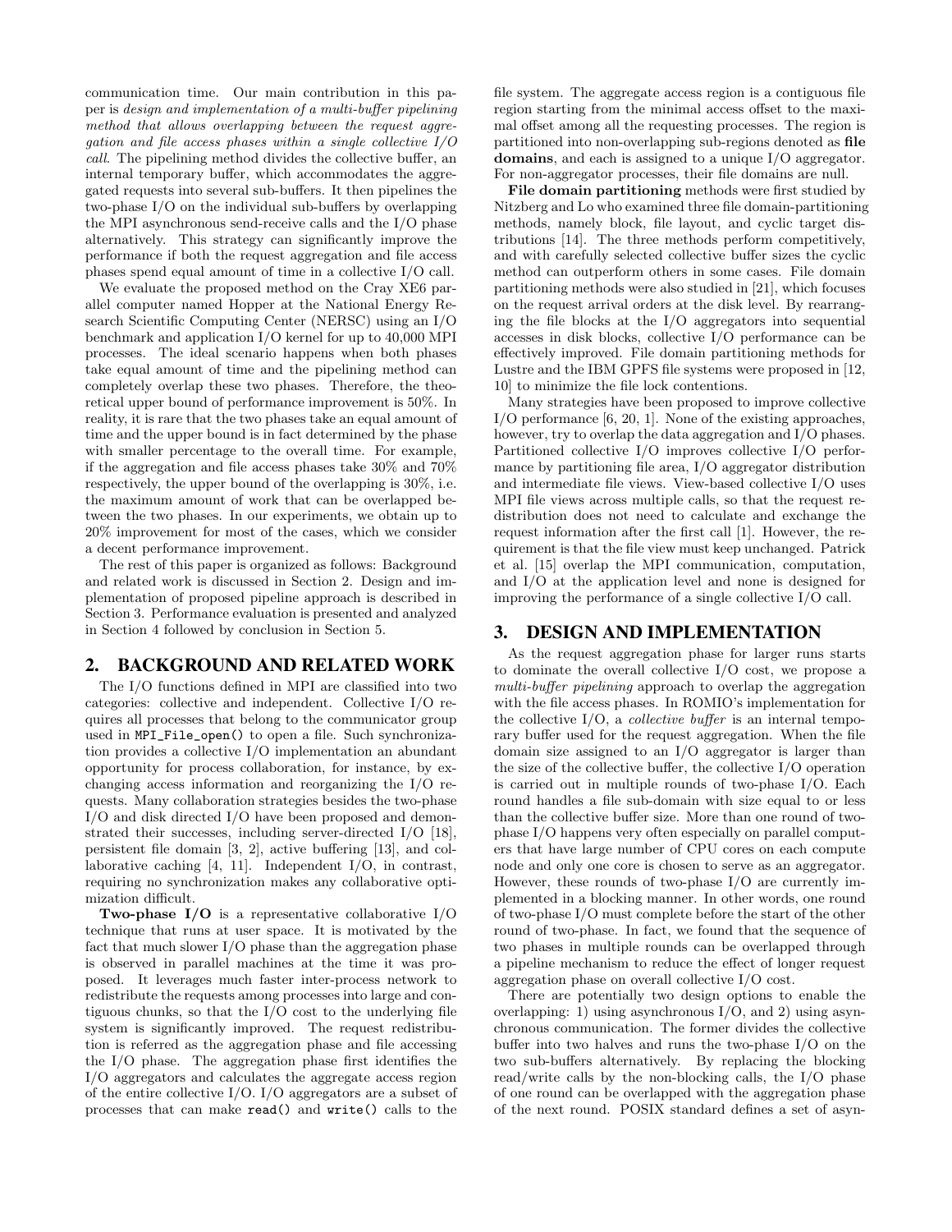communication time. Our main contribution in this paper is *design and implementation of a multi-buffer pipelining method that allows overlapping between the request aggregation and file access phases within a single collective I/O call*. The pipelining method divides the collective buffer, an internal temporary buffer, which accommodates the aggregated requests into several sub-buffers. It then pipelines the two-phase I/O on the individual sub-buffers by overlapping the MPI asynchronous send-receive calls and the I/O phase alternatively. This strategy can significantly improve the performance if both the request aggregation and file access phases spend equal amount of time in a collective I/O call.

We evaluate the proposed method on the Cray XE6 parallel computer named Hopper at the National Energy Research Scientific Computing Center (NERSC) using an I/O benchmark and application I/O kernel for up to 40,000 MPI processes. The ideal scenario happens when both phases take equal amount of time and the pipelining method can completely overlap these two phases. Therefore, the theoretical upper bound of performance improvement is 50%. In reality, it is rare that the two phases take an equal amount of time and the upper bound is in fact determined by the phase with smaller percentage to the overall time. For example, if the aggregation and file access phases take 30% and 70% respectively, the upper bound of the overlapping is 30%, i.e. the maximum amount of work that can be overlapped between the two phases. In our experiments, we obtain up to 20% improvement for most of the cases, which we consider a decent performance improvement.

The rest of this paper is organized as follows: Background and related work is discussed in Section 2. Design and implementation of proposed pipeline approach is described in Section 3. Performance evaluation is presented and analyzed in Section 4 followed by conclusion in Section 5.

## 2. BACKGROUND AND RELATED WORK

The I/O functions defined in MPI are classified into two categories: collective and independent. Collective I/O requires all processes that belong to the communicator group used in `MPI_File_open()` to open a file. Such synchronization provides a collective I/O implementation an abundant opportunity for process collaboration, for instance, by exchanging access information and reorganizing the I/O requests. Many collaboration strategies besides the two-phase I/O and disk directed I/O have been proposed and demonstrated their successes, including server-directed I/O [18], persistent file domain [3, 2], active buffering [13], and collaborative caching [4, 11]. Independent I/O, in contrast, requiring no synchronization makes any collaborative optimization difficult.

**Two-phase I/O** is a representative collaborative I/O technique that runs at user space. It is motivated by the fact that much slower I/O phase than the aggregation phase is observed in parallel machines at the time it was proposed. It leverages much faster inter-process network to redistribute the requests among processes into large and contiguous chunks, so that the I/O cost to the underlying file system is significantly improved. The request redistribution is referred as the aggregation phase and file accessing the I/O phase. The aggregation phase first identifies the I/O aggregators and calculates the aggregate access region of the entire collective I/O. I/O aggregators are a subset of processes that can make `read()` and `write()` calls to the file system. The aggregate access region is a contiguous file region starting from the minimal access offset to the maximal offset among all the requesting processes. The region is partitioned into non-overlapping sub-regions denoted as **file domains**, and each is assigned to a unique I/O aggregator. For non-aggregator processes, their file domains are null.

**File domain partitioning** methods were first studied by Nitzberg and Lo who examined three file domain-partitioning methods, namely block, file layout, and cyclic target distributions [14]. The three methods perform competitively, and with carefully selected collective buffer sizes the cyclic method can outperform others in some cases. File domain partitioning methods were also studied in [21], which focuses on the request arrival orders at the disk level. By rearranging the file blocks at the I/O aggregators into sequential accesses in disk blocks, collective I/O performance can be effectively improved. File domain partitioning methods for Lustre and the IBM GPFS file systems were proposed in [12, 10] to minimize the file lock contentions.

Many strategies have been proposed to improve collective I/O performance [6, 20, 1]. None of the existing approaches, however, try to overlap the data aggregation and I/O phases. Partitioned collective I/O improves collective I/O performance by partitioning file area, I/O aggregator distribution and intermediate file views. View-based collective I/O uses MPI file views across multiple calls, so that the request redistribution does not need to calculate and exchange the request information after the first call [1]. However, the requirement is that the file view must keep unchanged. Patrick et al. [15] overlap the MPI communication, computation, and I/O at the application level and none is designed for improving the performance of a single collective I/O call.

## 3. DESIGN AND IMPLEMENTATION

As the request aggregation phase for larger runs starts to dominate the overall collective I/O cost, we propose a *multi-buffer pipelining* approach to overlap the aggregation with the file access phases. In ROMIO's implementation for the collective I/O, a *collective buffer* is an internal temporary buffer used for the request aggregation. When the file domain size assigned to an I/O aggregator is larger than the size of the collective buffer, the collective I/O operation is carried out in multiple rounds of two-phase I/O. Each round handles a file sub-domain with size equal to or less than the collective buffer size. More than one round of two-phase I/O happens very often especially on parallel computers that have large number of CPU cores on each compute node and only one core is chosen to serve as an aggregator. However, these rounds of two-phase I/O are currently implemented in a blocking manner. In other words, one round of two-phase I/O must complete before the start of the other round of two-phase. In fact, we found that the sequence of two phases in multiple rounds can be overlapped through a pipeline mechanism to reduce the effect of longer request aggregation phase on overall collective I/O cost.

There are potentially two design options to enable the overlapping: 1) using asynchronous I/O, and 2) using asynchronous communication. The former divides the collective buffer into two halves and runs the two-phase I/O on the two sub-buffers alternatively. By replacing the blocking read/write calls by the non-blocking calls, the I/O phase of one round can be overlapped with the aggregation phase of the next round. POSIX standard defines a set of asyn-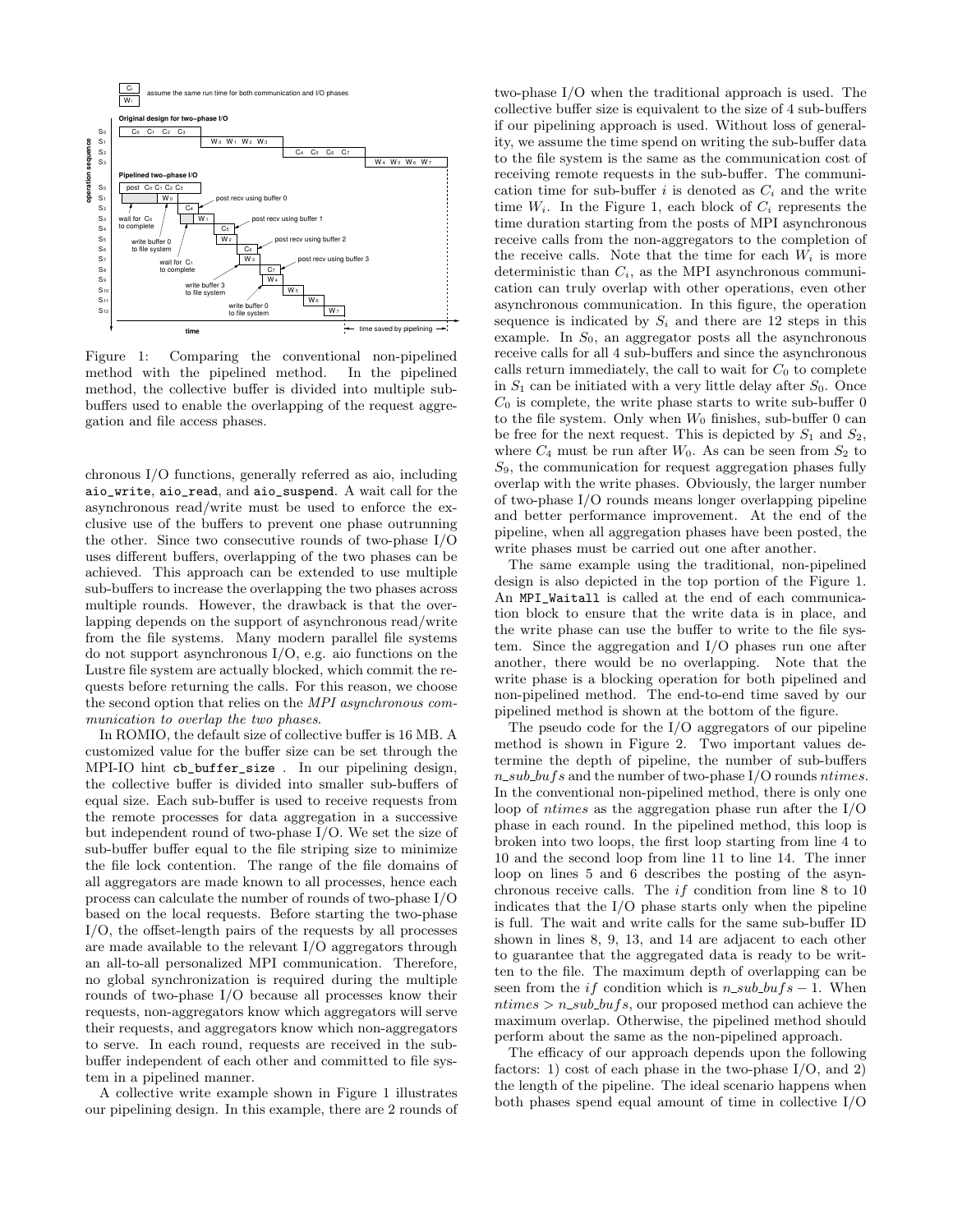Figure 1: Comparing the conventional non-pipelined method with the pipelined method. In the pipelined method, the collective buffer is divided into multiple sub-buffers used to enable the overlapping of the request aggregation and file access phases.

chronous I/O functions, generally referred as aio, including aio_write, aio_read, and aio_suspend. A wait call for the asynchronous read/write must be used to enforce the exclusive use of the buffers to prevent one phase outrunning the other. Since two consecutive rounds of two-phase I/O uses different buffers, overlapping of the two phases can be achieved. This approach can be extended to use multiple sub-buffers to increase the overlapping the two phases across multiple rounds. However, the drawback is that the overlapping depends on the support of asynchronous read/write from the file systems. Many modern parallel file systems do not support asynchronous I/O, e.g. aio functions on the Lustre file system are actually blocked, which commit the requests before returning the calls. For this reason, we choose the second option that relies on the *MPI asynchronous communication to overlap the two phases*.

In ROMIO, the default size of collective buffer is 16 MB. A customized value for the buffer size can be set through the MPI-IO hint cb_buffer_size . In our pipelining design, the collective buffer is divided into smaller sub-buffers of equal size. Each sub-buffer is used to receive requests from the remote processes for data aggregation in a successive but independent round of two-phase I/O. We set the size of sub-buffer buffer equal to the file striping size to minimize the file lock contention. The range of the file domains of all aggregators are made known to all processes, hence each process can calculate the number of rounds of two-phase I/O based on the local requests. Before starting the two-phase I/O, the offset-length pairs of the requests by all processes are made available to the relevant I/O aggregators through an all-to-all personalized MPI communication. Therefore, no global synchronization is required during the multiple rounds of two-phase I/O because all processes know their requests, non-aggregators know which aggregators will serve their requests, and aggregators know which non-aggregators to serve. In each round, requests are received in the sub-buffer independent of each other and committed to file system in a pipelined manner.

A collective write example shown in Figure 1 illustrates our pipelining design. In this example, there are 2 rounds of two-phase I/O when the traditional approach is used. The collective buffer size is equivalent to the size of 4 sub-buffers if our pipelining approach is used. Without loss of generality, we assume the time spend on writing the sub-buffer data to the file system is the same as the communication cost of receiving remote requests in the sub-buffer. The communication time for sub-buffer $i$ is denoted as $C_i$ and the write time $W_i$. In the Figure 1, each block of $C_i$ represents the time duration starting from the posts of MPI asynchronous receive calls from the non-aggregators to the completion of the receive calls. Note that the time for each $W_i$ is more deterministic than $C_i$, as the MPI asynchronous communication can truly overlap with other operations, even other asynchronous communication. In this figure, the operation sequence is indicated by $S_i$ and there are 12 steps in this example. In $S_0$, an aggregator posts all the asynchronous receive calls for all 4 sub-buffers and since the asynchronous calls return immediately, the call to wait for $C_0$ to complete in $S_1$ can be initiated with a very little delay after $S_0$. Once $C_0$ is complete, the write phase starts to write sub-buffer 0 to the file system. Only when $W_0$ finishes, sub-buffer 0 can be free for the next request. This is depicted by $S_1$ and $S_2$, where $C_4$ must be run after $W_0$. As can be seen from $S_2$ to $S_9$, the communication for request aggregation phases fully overlap with the write phases. Obviously, the larger number of two-phase I/O rounds means longer overlapping pipeline and better performance improvement. At the end of the pipeline, when all aggregation phases have been posted, the write phases must be carried out one after another.

The same example using the traditional, non-pipelined design is also depicted in the top portion of the Figure 1. An MPI_Waitall is called at the end of each communication block to ensure that the write data is in place, and the write phase can use the buffer to write to the file system. Since the aggregation and I/O phases run one after another, there would be no overlapping. Note that the write phase is a blocking operation for both pipelined and non-pipelined method. The end-to-end time saved by our pipelined method is shown at the bottom of the figure.

The pseudo code for the I/O aggregators of our pipeline method is shown in Figure 2. Two important values determine the depth of pipeline, the number of sub-buffers $n\_sub\_bufs$ and the number of two-phase I/O rounds $ntimes$. In the conventional non-pipelined method, there is only one loop of $ntimes$ as the aggregation phase run after the I/O phase in each round. In the pipelined method, this loop is broken into two loops, the first loop starting from line 4 to 10 and the second loop from line 11 to line 14. The inner loop on lines 5 and 6 describes the posting of the asynchronous receive calls. The $if$ condition from line 8 to 10 indicates that the I/O phase starts only when the pipeline is full. The wait and write calls for the same sub-buffer ID shown in lines 8, 9, 13, and 14 are adjacent to each other to guarantee that the aggregated data is ready to be written to the file. The maximum depth of overlapping can be seen from the $if$ condition which is $n\_sub\_bufs - 1$. When $ntimes > n\_sub\_bufs$, our proposed method can achieve the maximum overlap. Otherwise, the pipelined method should perform about the same as the non-pipelined approach.

The efficacy of our approach depends upon the following factors: 1) cost of each phase in the two-phase I/O, and 2) the length of the pipeline. The ideal scenario happens when both phases spend equal amount of time in collective I/O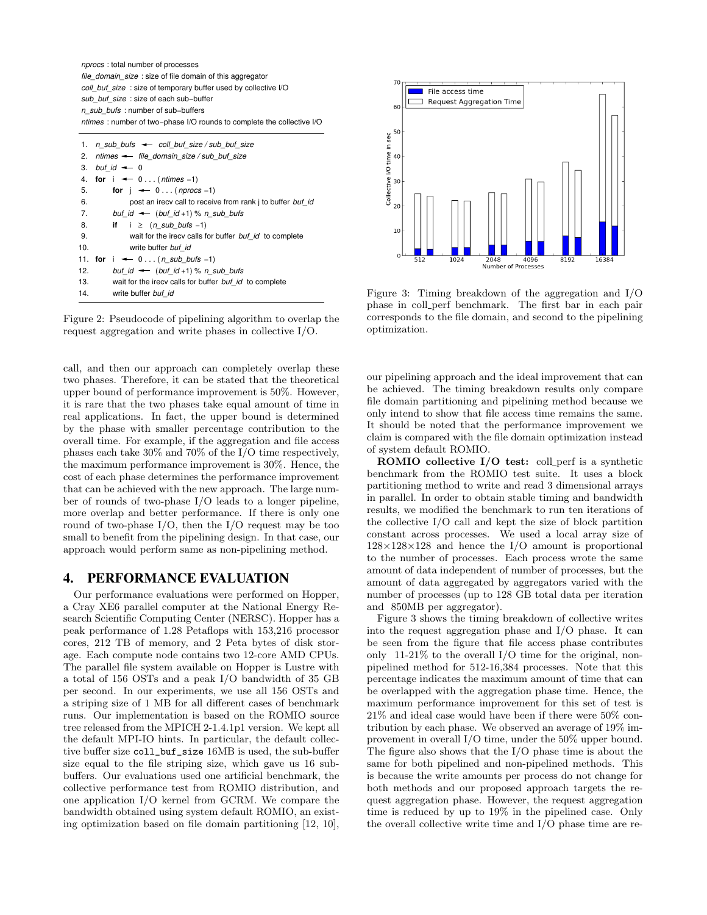```
nprocs : total number of processes
file_domain_size : size of file domain of this aggregator
coll_buf_size : size of temporary buffer used by collective I/O
sub_buf_size : size of each sub-buffer
n_sub_bufs : number of sub-buffers
ntimes : number of two-phase I/O rounds to complete the collective I/O

1.  n_sub_bufs ← coll_buf_size / sub_buf_size
2.  ntimes ← file_domain_size / sub_buf_size
3.  buf_id ← 0
4.  for i ← 0 . . . (ntimes −1)
5.      for j ← 0 . . . (nprocs −1)
6.          post an irecv call to receive from rank j to buffer buf_id
7.      buf_id ← (buf_id +1) % n_sub_bufs
8.      if i ≥ (n_sub_bufs −1)
9.          wait for the irecv calls for buffer buf_id to complete
10.         write buffer buf_id
11. for i ← 0 . . . (n_sub_bufs −1)
12.     buf_id ← (buf_id +1) % n_sub_bufs
13.     wait for the irecv calls for buffer buf_id to complete
14.     write buffer buf_id
```

Figure 2: Pseudocode of pipelining algorithm to overlap the request aggregation and write phases in collective I/O.

call, and then our approach can completely overlap these two phases. Therefore, it can be stated that the theoretical upper bound of performance improvement is 50%. However, it is rare that the two phases take equal amount of time in real applications. In fact, the upper bound is determined by the phase with smaller percentage contribution to the overall time. For example, if the aggregation and file access phases each take 30% and 70% of the I/O time respectively, the maximum performance improvement is 30%. Hence, the cost of each phase determines the performance improvement that can be achieved with the new approach. The large number of rounds of two-phase I/O leads to a longer pipeline, more overlap and better performance. If there is only one round of two-phase I/O, then the I/O request may be too small to benefit from the pipelining design. In that case, our approach would perform same as non-pipelining method.

## 4. PERFORMANCE EVALUATION

Our performance evaluations were performed on Hopper, a Cray XE6 parallel computer at the National Energy Research Scientific Computing Center (NERSC). Hopper has a peak performance of 1.28 Petaflops with 153,216 processor cores, 212 TB of memory, and 2 Peta bytes of disk storage. Each compute node contains two 12-core AMD CPUs. The parallel file system available on Hopper is Lustre with a total of 156 OSTs and a peak I/O bandwidth of 35 GB per second. In our experiments, we use all 156 OSTs and a striping size of 1 MB for all different cases of benchmark runs. Our implementation is based on the ROMIO source tree released from the MPICH 2-1.4.1p1 version. We kept all the default MPI-IO hints. In particular, the default collective buffer size `coll_buf_size` 16MB is used, the sub-buffer size equal to the file striping size, which gave us 16 sub-buffers. Our evaluations used one artificial benchmark, the collective performance test from ROMIO distribution, and one application I/O kernel from GCRM. We compare the bandwidth obtained using system default ROMIO, an existing optimization based on file domain partitioning [12, 10], our pipelining approach and the ideal improvement that can be achieved. The timing breakdown results only compare file domain partitioning and pipelining method because we only intend to show that file access time remains the same. It should be noted that the performance improvement we claim is compared with the file domain optimization instead of system default ROMIO.

Figure 3: Timing breakdown of the aggregation and I/O phase in coll_perf benchmark. The first bar in each pair corresponds to the file domain, and second to the pipelining optimization.

**ROMIO collective I/O test:** coll_perf is a synthetic benchmark from the ROMIO test suite. It uses a block partitioning method to write and read 3 dimensional arrays in parallel. In order to obtain stable timing and bandwidth results, we modified the benchmark to run ten iterations of the collective I/O call and kept the size of block partition constant across processes. We used a local array size of $128\times128\times128$ and hence the I/O amount is proportional to the number of processes. Each process wrote the same amount of data independent of number of processes, but the amount of data aggregated by aggregators varied with the number of processes (up to 128 GB total data per iteration and 850MB per aggregator).

Figure 3 shows the timing breakdown of collective writes into the request aggregation phase and I/O phase. It can be seen from the figure that file access phase contributes only 11-21% to the overall I/O time for the original, non-pipelined method for 512-16,384 processes. Note that this percentage indicates the maximum amount of time that can be overlapped with the aggregation phase time. Hence, the maximum performance improvement for this set of test is 21% and ideal case would have been if there were 50% contribution by each phase. We observed an average of 19% improvement in overall I/O time, under the 50% upper bound. The figure also shows that the I/O phase time is about the same for both pipelined and non-pipelined methods. This is because the write amounts per process do not change for both methods and our proposed approach targets the request aggregation phase. However, the request aggregation time is reduced by up to 19% in the pipelined case. Only the overall collective write time and I/O phase time are re-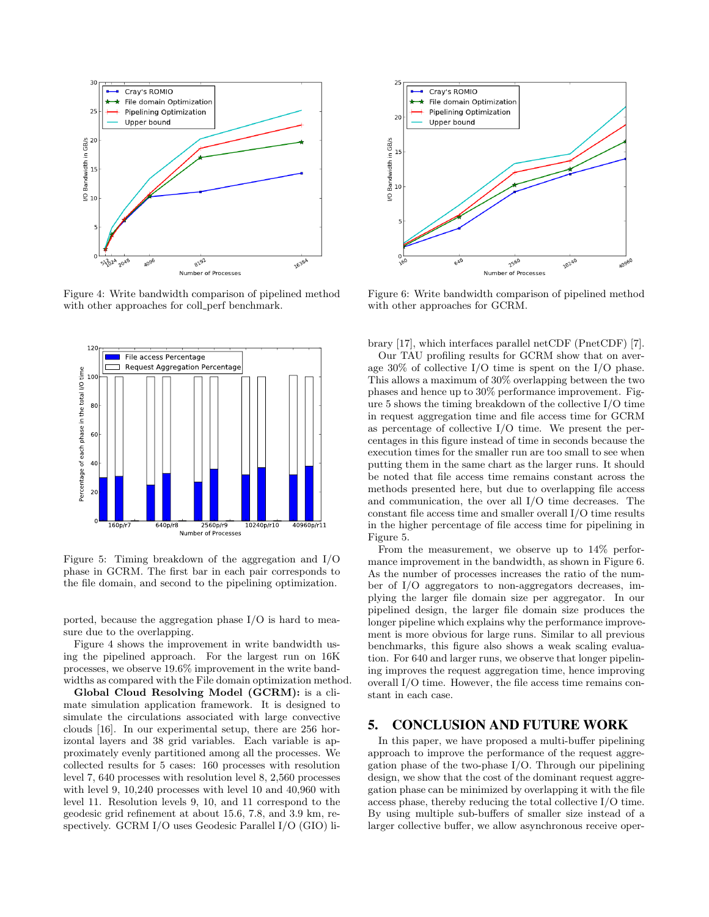Figure 4: Write bandwidth comparison of pipelined method with other approaches for coll_perf benchmark.

Figure 5: Timing breakdown of the aggregation and I/O phase in GCRM. The first bar in each pair corresponds to the file domain, and second to the pipelining optimization.

ported, because the aggregation phase I/O is hard to measure due to the overlapping.

Figure 4 shows the improvement in write bandwidth using the pipelined approach. For the largest run on 16K processes, we observe 19.6% improvement in the write bandwidths as compared with the File domain optimization method.

**Global Cloud Resolving Model (GCRM):** is a climate simulation application framework. It is designed to simulate the circulations associated with large convective clouds [16]. In our experimental setup, there are 256 horizontal layers and 38 grid variables. Each variable is approximately evenly partitioned among all the processes. We collected results for 5 cases: 160 processes with resolution level 7, 640 processes with resolution level 8, 2,560 processes with level 9, 10,240 processes with level 10 and 40,960 with level 11. Resolution levels 9, 10, and 11 correspond to the geodesic grid refinement at about 15.6, 7.8, and 3.9 km, respectively. GCRM I/O uses Geodesic Parallel I/O (GIO) library [17], which interfaces parallel netCDF (PnetCDF) [7].

Figure 6: Write bandwidth comparison of pipelined method with other approaches for GCRM.

Our TAU profiling results for GCRM show that on average 30% of collective I/O time is spent on the I/O phase. This allows a maximum of 30% overlapping between the two phases and hence up to 30% performance improvement. Figure 5 shows the timing breakdown of the collective I/O time in request aggregation time and file access time for GCRM as percentage of collective I/O time. We present the percentages in this figure instead of time in seconds because the execution times for the smaller run are too small to see when putting them in the same chart as the larger runs. It should be noted that file access time remains constant across the methods presented here, but due to overlapping file access and communication, the over all I/O time decreases. The constant file access time and smaller overall I/O time results in the higher percentage of file access time for pipelining in Figure 5.

From the measurement, we observe up to 14% performance improvement in the bandwidth, as shown in Figure 6. As the number of processes increases the ratio of the number of I/O aggregators to non-aggregators decreases, implying the larger file domain size per aggregator. In our pipelined design, the larger file domain size produces the longer pipeline which explains why the performance improvement is more obvious for large runs. Similar to all previous benchmarks, this figure also shows a weak scaling evaluation. For 640 and larger runs, we observe that longer pipelining improves the request aggregation time, hence improving overall I/O time. However, the file access time remains constant in each case.

## 5. CONCLUSION AND FUTURE WORK

In this paper, we have proposed a multi-buffer pipelining approach to improve the performance of the request aggregation phase of the two-phase I/O. Through our pipelining design, we show that the cost of the dominant request aggregation phase can be minimized by overlapping it with the file access phase, thereby reducing the total collective I/O time. By using multiple sub-buffers of smaller size instead of a larger collective buffer, we allow asynchronous receive oper-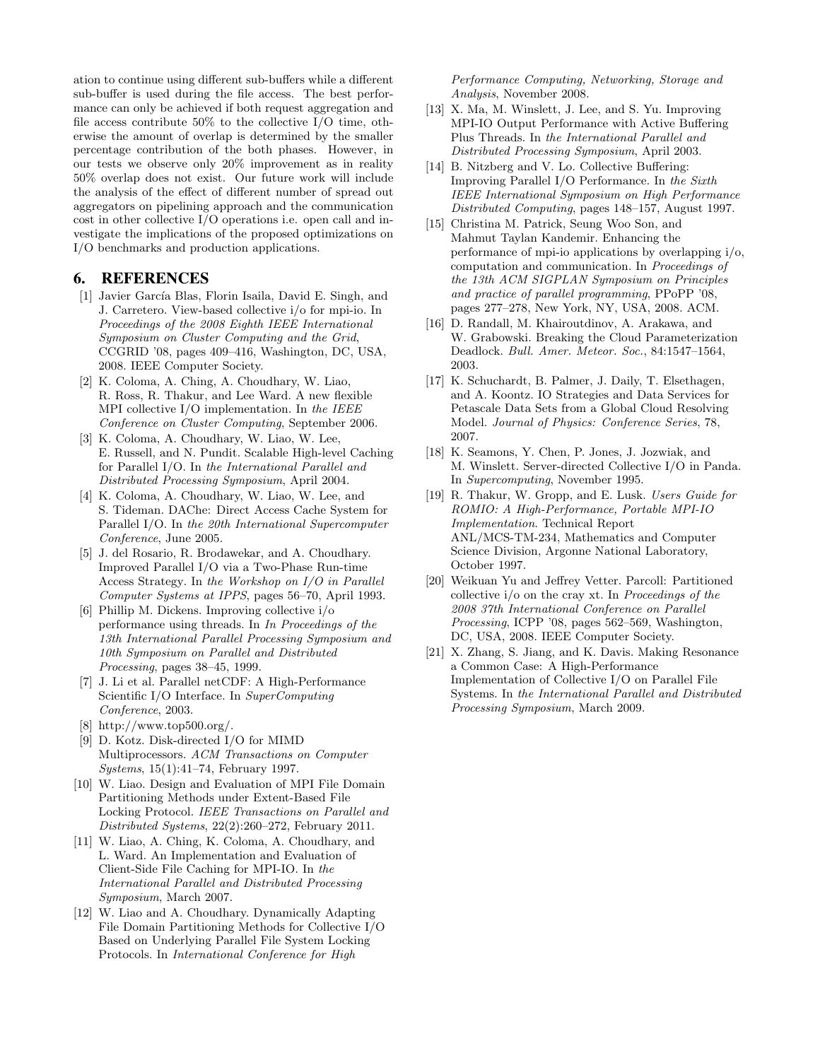ation to continue using different sub-buffers while a different sub-buffer is used during the file access. The best performance can only be achieved if both request aggregation and file access contribute 50% to the collective I/O time, otherwise the amount of overlap is determined by the smaller percentage contribution of the both phases. However, in our tests we observe only 20% improvement as in reality 50% overlap does not exist. Our future work will include the analysis of the effect of different number of spread out aggregators on pipelining approach and the communication cost in other collective I/O operations i.e. open call and investigate the implications of the proposed optimizations on I/O benchmarks and production applications.

# 6. REFERENCES

[1] Javier García Blas, Florin Isaila, David E. Singh, and J. Carretero. View-based collective i/o for mpi-io. In *Proceedings of the 2008 Eighth IEEE International Symposium on Cluster Computing and the Grid*, CCGRID '08, pages 409–416, Washington, DC, USA, 2008. IEEE Computer Society.

[2] K. Coloma, A. Ching, A. Choudhary, W. Liao, R. Ross, R. Thakur, and Lee Ward. A new flexible MPI collective I/O implementation. In *the IEEE Conference on Cluster Computing*, September 2006.

[3] K. Coloma, A. Choudhary, W. Liao, W. Lee, E. Russell, and N. Pundit. Scalable High-level Caching for Parallel I/O. In *the International Parallel and Distributed Processing Symposium*, April 2004.

[4] K. Coloma, A. Choudhary, W. Liao, W. Lee, and S. Tideman. DACche: Direct Access Cache System for Parallel I/O. In *the 20th International Supercomputer Conference*, June 2005.

[5] J. del Rosario, R. Brodawekar, and A. Choudhary. Improved Parallel I/O via a Two-Phase Run-time Access Strategy. In *the Workshop on I/O in Parallel Computer Systems at IPPS*, pages 56–70, April 1993.

[6] Phillip M. Dickens. Improving collective i/o performance using threads. In *In Proceedings of the 13th International Parallel Processing Symposium and 10th Symposium on Parallel and Distributed Processing*, pages 38–45, 1999.

[7] J. Li et al. Parallel netCDF: A High-Performance Scientific I/O Interface. In *SuperComputing Conference*, 2003.

[8] http://www.top500.org/.

[9] D. Kotz. Disk-directed I/O for MIMD Multiprocessors. *ACM Transactions on Computer Systems*, 15(1):41–74, February 1997.

[10] W. Liao. Design and Evaluation of MPI File Domain Partitioning Methods under Extent-Based File Locking Protocol. *IEEE Transactions on Parallel and Distributed Systems*, 22(2):260–272, February 2011.

[11] W. Liao, A. Ching, K. Coloma, A. Choudhary, and L. Ward. An Implementation and Evaluation of Client-Side File Caching for MPI-IO. In *the International Parallel and Distributed Processing Symposium*, March 2007.

[12] W. Liao and A. Choudhary. Dynamically Adapting File Domain Partitioning Methods for Collective I/O Based on Underlying Parallel File System Locking Protocols. In *International Conference for High Performance Computing, Networking, Storage and Analysis*, November 2008.

[13] X. Ma, M. Winslett, J. Lee, and S. Yu. Improving MPI-IO Output Performance with Active Buffering Plus Threads. In *the International Parallel and Distributed Processing Symposium*, April 2003.

[14] B. Nitzberg and V. Lo. Collective Buffering: Improving Parallel I/O Performance. In *the Sixth IEEE International Symposium on High Performance Distributed Computing*, pages 148–157, August 1997.

[15] Christina M. Patrick, Seung Woo Son, and Mahmut Taylan Kandemir. Enhancing the performance of mpi-io applications by overlapping i/o, computation and communication. In *Proceedings of the 13th ACM SIGPLAN Symposium on Principles and practice of parallel programming*, PPoPP '08, pages 277–278, New York, NY, USA, 2008. ACM.

[16] D. Randall, M. Khairoutdinov, A. Arakawa, and W. Grabowski. Breaking the Cloud Parameterization Deadlock. *Bull. Amer. Meteor. Soc.*, 84:1547–1564, 2003.

[17] K. Schuchardt, B. Palmer, J. Daily, T. Elsethagen, and A. Koontz. IO Strategies and Data Services for Petascale Data Sets from a Global Cloud Resolving Model. *Journal of Physics: Conference Series*, 78, 2007.

[18] K. Seamons, Y. Chen, P. Jones, J. Jozwiak, and M. Winslett. Server-directed Collective I/O in Panda. In *Supercomputing*, November 1995.

[19] R. Thakur, W. Gropp, and E. Lusk. *Users Guide for ROMIO: A High-Performance, Portable MPI-IO Implementation*. Technical Report ANL/MCS-TM-234, Mathematics and Computer Science Division, Argonne National Laboratory, October 1997.

[20] Weikuan Yu and Jeffrey Vetter. Parcoll: Partitioned collective i/o on the cray xt. In *Proceedings of the 2008 37th International Conference on Parallel Processing*, ICPP '08, pages 562–569, Washington, DC, USA, 2008. IEEE Computer Society.

[21] X. Zhang, S. Jiang, and K. Davis. Making Resonance a Common Case: A High-Performance Implementation of Collective I/O on Parallel File Systems. In *the International Parallel and Distributed Processing Symposium*, March 2009.